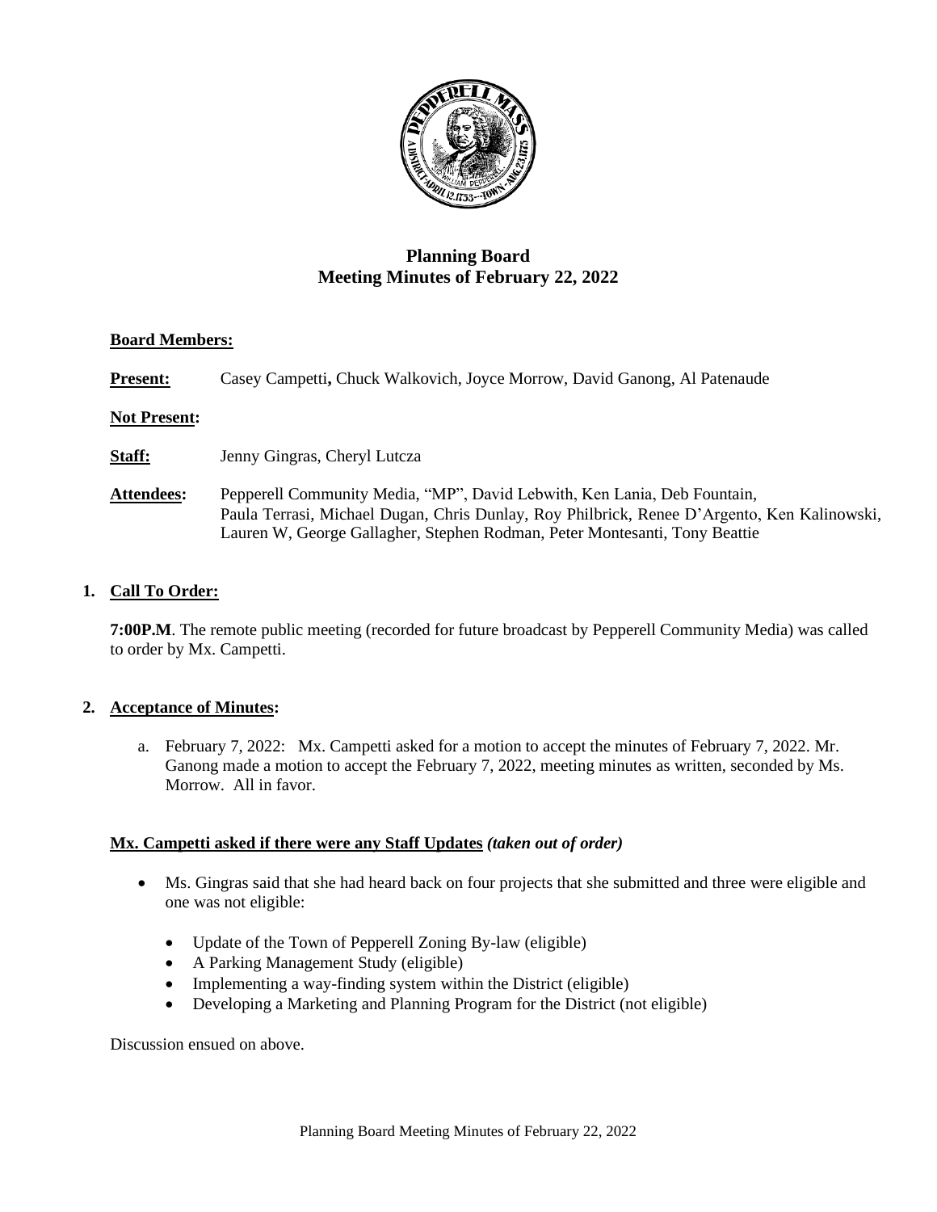# Planning Board
## Meeting Minutes of February 22, 2022

**Board Members:**

**Present:** Casey Campetti**,** Chuck Walkovich, Joyce Morrow, David Ganong, Al Patenaude

**Not Present:**

**Staff:** Jenny Gingras, Cheryl Lutcza

**Attendees:** Pepperell Community Media, "MP", David Lebwith, Ken Lania, Deb Fountain, Paula Terrasi, Michael Dugan, Chris Dunlay, Roy Philbrick, Renee D'Argento, Ken Kalinowski, Lauren W, George Gallagher, Stephen Rodman, Peter Montesanti, Tony Beattie

1. **Call To Order:**

   **7:00P.M**. The remote public meeting (recorded for future broadcast by Pepperell Community Media) was called to order by Mx. Campetti.

2. **Acceptance of Minutes:**

   a. February 7, 2022: Mx. Campetti asked for a motion to accept the minutes of February 7, 2022. Mr. Ganong made a motion to accept the February 7, 2022, meeting minutes as written, seconded by Ms. Morrow. All in favor.

**Mx. Campetti asked if there were any Staff Updates** ***(taken out of order)***

- Ms. Gingras said that she had heard back on four projects that she submitted and three were eligible and one was not eligible:
  - Update of the Town of Pepperell Zoning By-law (eligible)
  - A Parking Management Study (eligible)
  - Implementing a way-finding system within the District (eligible)
  - Developing a Marketing and Planning Program for the District (not eligible)

Discussion ensued on above.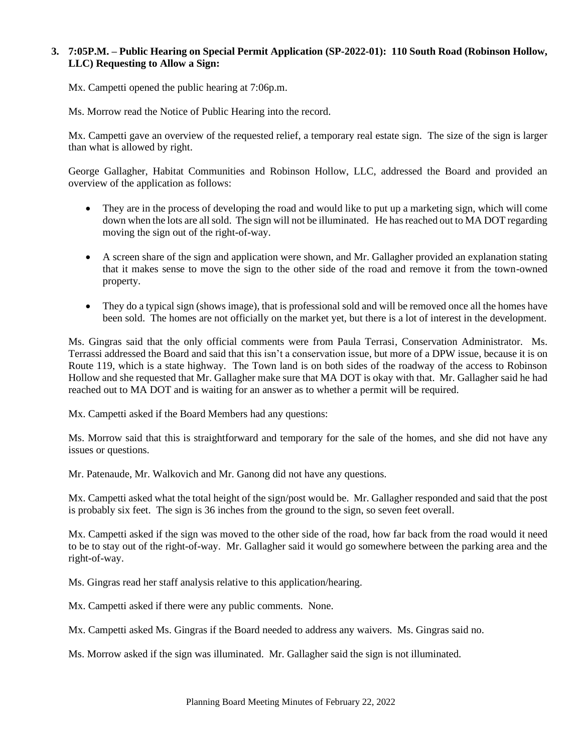**3. 7:05P.M. – Public Hearing on Special Permit Application (SP-2022-01): 110 South Road (Robinson Hollow, LLC) Requesting to Allow a Sign:**

Mx. Campetti opened the public hearing at 7:06p.m.

Ms. Morrow read the Notice of Public Hearing into the record.

Mx. Campetti gave an overview of the requested relief, a temporary real estate sign. The size of the sign is larger than what is allowed by right.

George Gallagher, Habitat Communities and Robinson Hollow, LLC, addressed the Board and provided an overview of the application as follows:

- They are in the process of developing the road and would like to put up a marketing sign, which will come down when the lots are all sold. The sign will not be illuminated. He has reached out to MA DOT regarding moving the sign out of the right-of-way.

- A screen share of the sign and application were shown, and Mr. Gallagher provided an explanation stating that it makes sense to move the sign to the other side of the road and remove it from the town-owned property.

- They do a typical sign (shows image), that is professional sold and will be removed once all the homes have been sold. The homes are not officially on the market yet, but there is a lot of interest in the development.

Ms. Gingras said that the only official comments were from Paula Terrasi, Conservation Administrator. Ms. Terrassi addressed the Board and said that this isn't a conservation issue, but more of a DPW issue, because it is on Route 119, which is a state highway. The Town land is on both sides of the roadway of the access to Robinson Hollow and she requested that Mr. Gallagher make sure that MA DOT is okay with that. Mr. Gallagher said he had reached out to MA DOT and is waiting for an answer as to whether a permit will be required.

Mx. Campetti asked if the Board Members had any questions:

Ms. Morrow said that this is straightforward and temporary for the sale of the homes, and she did not have any issues or questions.

Mr. Patenaude, Mr. Walkovich and Mr. Ganong did not have any questions.

Mx. Campetti asked what the total height of the sign/post would be. Mr. Gallagher responded and said that the post is probably six feet. The sign is 36 inches from the ground to the sign, so seven feet overall.

Mx. Campetti asked if the sign was moved to the other side of the road, how far back from the road would it need to be to stay out of the right-of-way. Mr. Gallagher said it would go somewhere between the parking area and the right-of-way.

Ms. Gingras read her staff analysis relative to this application/hearing.

Mx. Campetti asked if there were any public comments. None.

Mx. Campetti asked Ms. Gingras if the Board needed to address any waivers. Ms. Gingras said no.

Ms. Morrow asked if the sign was illuminated. Mr. Gallagher said the sign is not illuminated.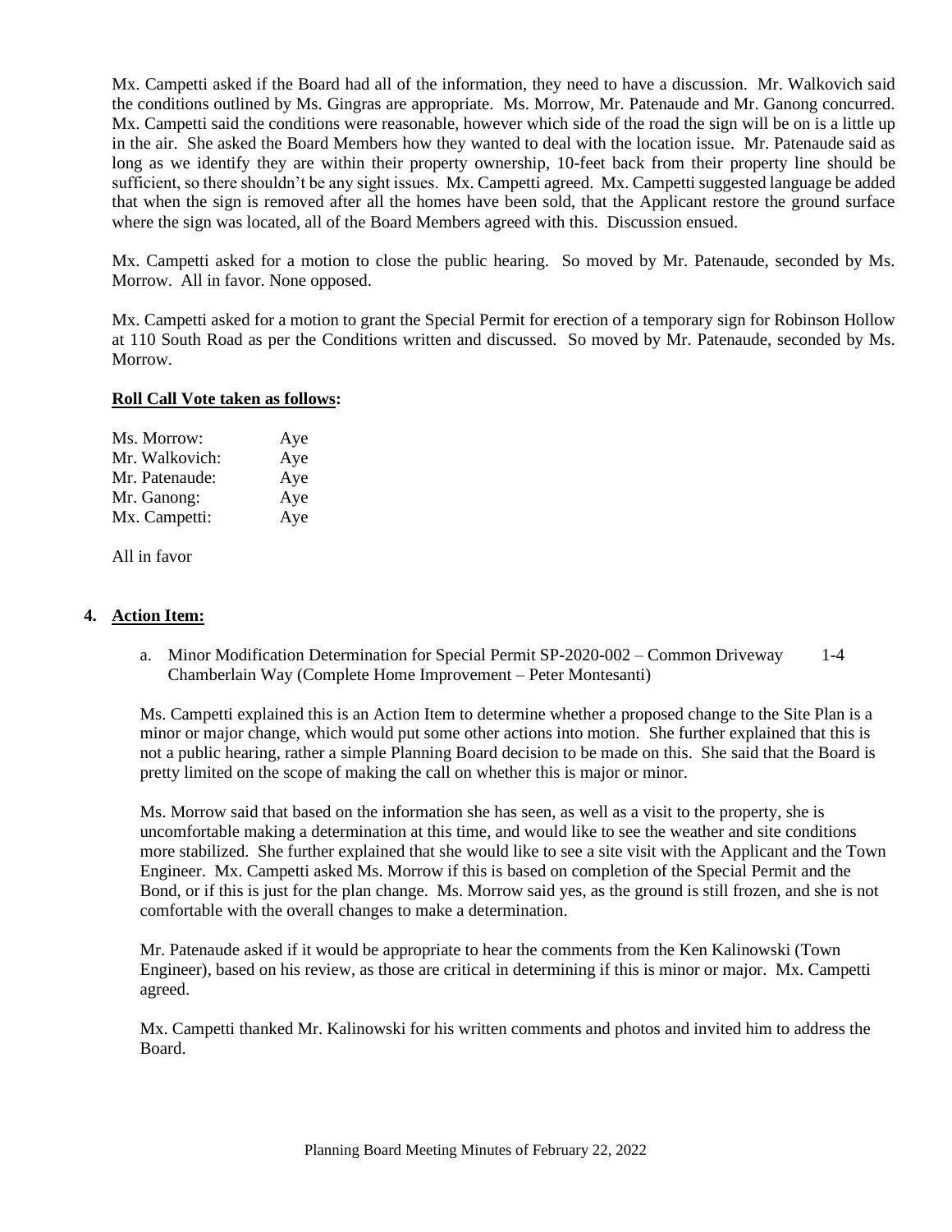Mx. Campetti asked if the Board had all of the information, they need to have a discussion. Mr. Walkovich said the conditions outlined by Ms. Gingras are appropriate. Ms. Morrow, Mr. Patenaude and Mr. Ganong concurred. Mx. Campetti said the conditions were reasonable, however which side of the road the sign will be on is a little up in the air. She asked the Board Members how they wanted to deal with the location issue. Mr. Patenaude said as long as we identify they are within their property ownership, 10-feet back from their property line should be sufficient, so there shouldn't be any sight issues. Mx. Campetti agreed. Mx. Campetti suggested language be added that when the sign is removed after all the homes have been sold, that the Applicant restore the ground surface where the sign was located, all of the Board Members agreed with this. Discussion ensued.

Mx. Campetti asked for a motion to close the public hearing. So moved by Mr. Patenaude, seconded by Ms. Morrow. All in favor. None opposed.

Mx. Campetti asked for a motion to grant the Special Permit for erection of a temporary sign for Robinson Hollow at 110 South Road as per the Conditions written and discussed. So moved by Mr. Patenaude, seconded by Ms. Morrow.

**Roll Call Vote taken as follows:**

| | |
|---|---|
| Ms. Morrow: | Aye |
| Mr. Walkovich: | Aye |
| Mr. Patenaude: | Aye |
| Mr. Ganong: | Aye |
| Mx. Campetti: | Aye |

All in favor

**4. Action Item:**

a. Minor Modification Determination for Special Permit SP-2020-002 – Common Driveway 1-4 Chamberlain Way (Complete Home Improvement – Peter Montesanti)

Ms. Campetti explained this is an Action Item to determine whether a proposed change to the Site Plan is a minor or major change, which would put some other actions into motion. She further explained that this is not a public hearing, rather a simple Planning Board decision to be made on this. She said that the Board is pretty limited on the scope of making the call on whether this is major or minor.

Ms. Morrow said that based on the information she has seen, as well as a visit to the property, she is uncomfortable making a determination at this time, and would like to see the weather and site conditions more stabilized. She further explained that she would like to see a site visit with the Applicant and the Town Engineer. Mx. Campetti asked Ms. Morrow if this is based on completion of the Special Permit and the Bond, or if this is just for the plan change. Ms. Morrow said yes, as the ground is still frozen, and she is not comfortable with the overall changes to make a determination.

Mr. Patenaude asked if it would be appropriate to hear the comments from the Ken Kalinowski (Town Engineer), based on his review, as those are critical in determining if this is minor or major. Mx. Campetti agreed.

Mx. Campetti thanked Mr. Kalinowski for his written comments and photos and invited him to address the Board.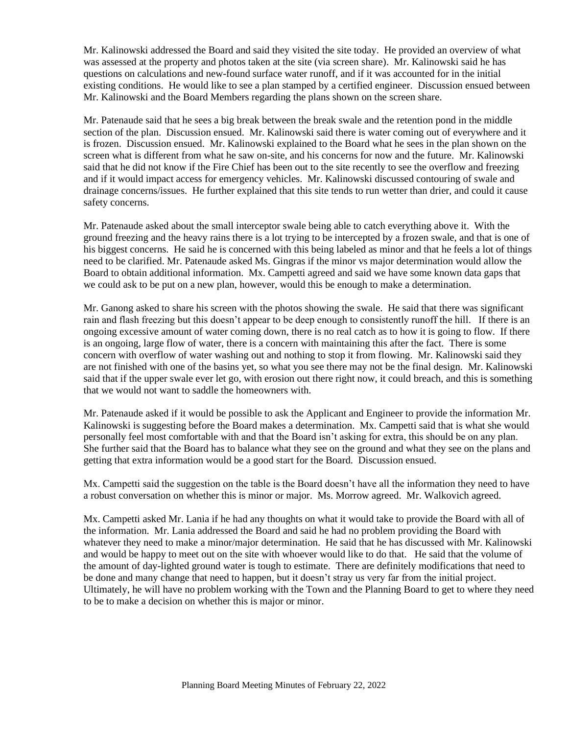Mr. Kalinowski addressed the Board and said they visited the site today. He provided an overview of what was assessed at the property and photos taken at the site (via screen share). Mr. Kalinowski said he has questions on calculations and new-found surface water runoff, and if it was accounted for in the initial existing conditions. He would like to see a plan stamped by a certified engineer. Discussion ensued between Mr. Kalinowski and the Board Members regarding the plans shown on the screen share.

Mr. Patenaude said that he sees a big break between the break swale and the retention pond in the middle section of the plan. Discussion ensued. Mr. Kalinowski said there is water coming out of everywhere and it is frozen. Discussion ensued. Mr. Kalinowski explained to the Board what he sees in the plan shown on the screen what is different from what he saw on-site, and his concerns for now and the future. Mr. Kalinowski said that he did not know if the Fire Chief has been out to the site recently to see the overflow and freezing and if it would impact access for emergency vehicles. Mr. Kalinowski discussed contouring of swale and drainage concerns/issues. He further explained that this site tends to run wetter than drier, and could it cause safety concerns.

Mr. Patenaude asked about the small interceptor swale being able to catch everything above it. With the ground freezing and the heavy rains there is a lot trying to be intercepted by a frozen swale, and that is one of his biggest concerns. He said he is concerned with this being labeled as minor and that he feels a lot of things need to be clarified. Mr. Patenaude asked Ms. Gingras if the minor vs major determination would allow the Board to obtain additional information. Mx. Campetti agreed and said we have some known data gaps that we could ask to be put on a new plan, however, would this be enough to make a determination.

Mr. Ganong asked to share his screen with the photos showing the swale. He said that there was significant rain and flash freezing but this doesn't appear to be deep enough to consistently runoff the hill. If there is an ongoing excessive amount of water coming down, there is no real catch as to how it is going to flow. If there is an ongoing, large flow of water, there is a concern with maintaining this after the fact. There is some concern with overflow of water washing out and nothing to stop it from flowing. Mr. Kalinowski said they are not finished with one of the basins yet, so what you see there may not be the final design. Mr. Kalinowski said that if the upper swale ever let go, with erosion out there right now, it could breach, and this is something that we would not want to saddle the homeowners with.

Mr. Patenaude asked if it would be possible to ask the Applicant and Engineer to provide the information Mr. Kalinowski is suggesting before the Board makes a determination. Mx. Campetti said that is what she would personally feel most comfortable with and that the Board isn't asking for extra, this should be on any plan. She further said that the Board has to balance what they see on the ground and what they see on the plans and getting that extra information would be a good start for the Board. Discussion ensued.

Mx. Campetti said the suggestion on the table is the Board doesn't have all the information they need to have a robust conversation on whether this is minor or major. Ms. Morrow agreed. Mr. Walkovich agreed.

Mx. Campetti asked Mr. Lania if he had any thoughts on what it would take to provide the Board with all of the information. Mr. Lania addressed the Board and said he had no problem providing the Board with whatever they need to make a minor/major determination. He said that he has discussed with Mr. Kalinowski and would be happy to meet out on the site with whoever would like to do that. He said that the volume of the amount of day-lighted ground water is tough to estimate. There are definitely modifications that need to be done and many change that need to happen, but it doesn't stray us very far from the initial project. Ultimately, he will have no problem working with the Town and the Planning Board to get to where they need to be to make a decision on whether this is major or minor.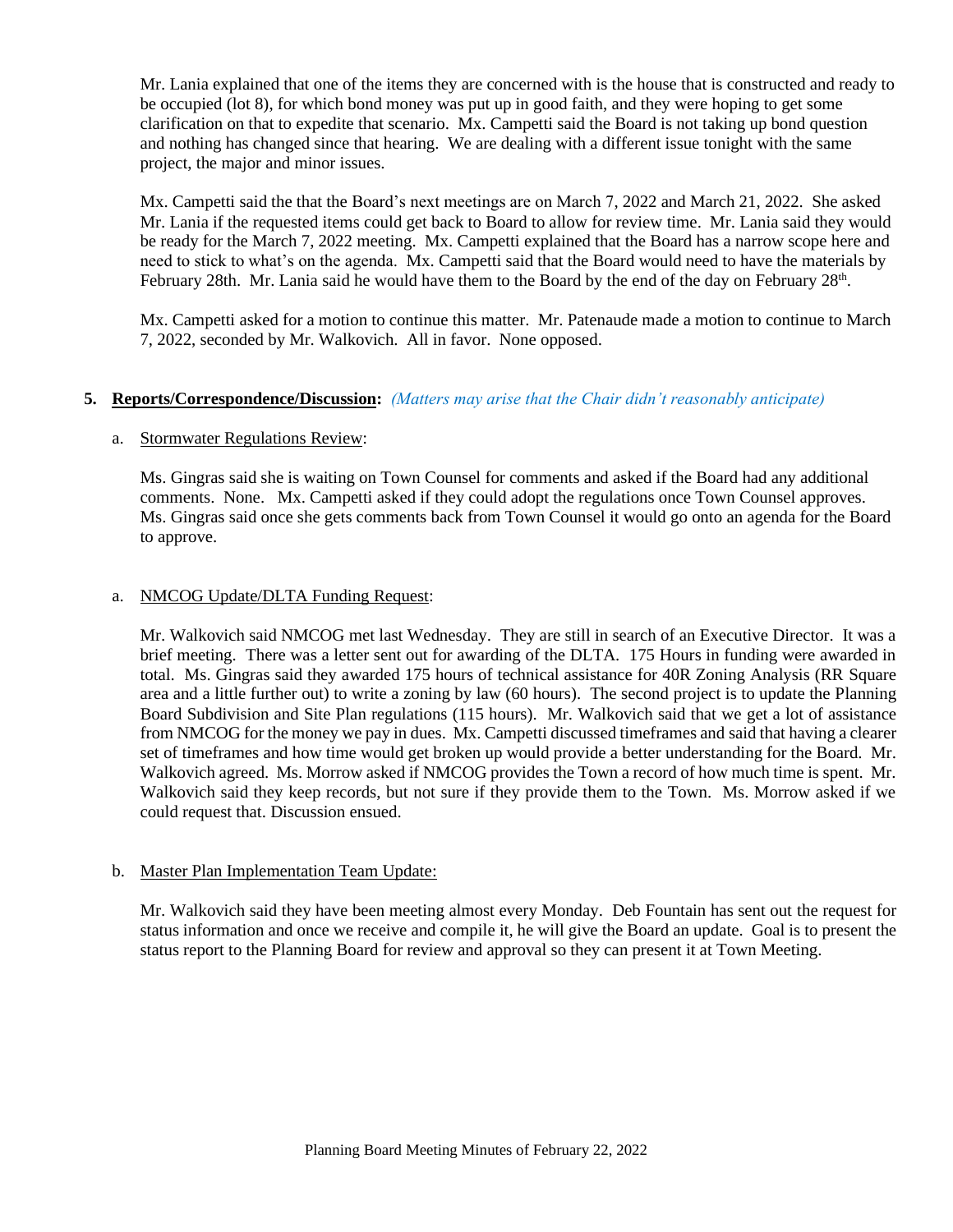Mr. Lania explained that one of the items they are concerned with is the house that is constructed and ready to be occupied (lot 8), for which bond money was put up in good faith, and they were hoping to get some clarification on that to expedite that scenario. Mx. Campetti said the Board is not taking up bond question and nothing has changed since that hearing. We are dealing with a different issue tonight with the same project, the major and minor issues.

Mx. Campetti said the that the Board's next meetings are on March 7, 2022 and March 21, 2022. She asked Mr. Lania if the requested items could get back to Board to allow for review time. Mr. Lania said they would be ready for the March 7, 2022 meeting. Mx. Campetti explained that the Board has a narrow scope here and need to stick to what's on the agenda. Mx. Campetti said that the Board would need to have the materials by February 28th. Mr. Lania said he would have them to the Board by the end of the day on February 28th.

Mx. Campetti asked for a motion to continue this matter. Mr. Patenaude made a motion to continue to March 7, 2022, seconded by Mr. Walkovich. All in favor. None opposed.

**5. Reports/Correspondence/Discussion:** *(Matters may arise that the Chair didn't reasonably anticipate)*

a. Stormwater Regulations Review:

Ms. Gingras said she is waiting on Town Counsel for comments and asked if the Board had any additional comments. None. Mx. Campetti asked if they could adopt the regulations once Town Counsel approves. Ms. Gingras said once she gets comments back from Town Counsel it would go onto an agenda for the Board to approve.

a. NMCOG Update/DLTA Funding Request:

Mr. Walkovich said NMCOG met last Wednesday. They are still in search of an Executive Director. It was a brief meeting. There was a letter sent out for awarding of the DLTA. 175 Hours in funding were awarded in total. Ms. Gingras said they awarded 175 hours of technical assistance for 40R Zoning Analysis (RR Square area and a little further out) to write a zoning by law (60 hours). The second project is to update the Planning Board Subdivision and Site Plan regulations (115 hours). Mr. Walkovich said that we get a lot of assistance from NMCOG for the money we pay in dues. Mx. Campetti discussed timeframes and said that having a clearer set of timeframes and how time would get broken up would provide a better understanding for the Board. Mr. Walkovich agreed. Ms. Morrow asked if NMCOG provides the Town a record of how much time is spent. Mr. Walkovich said they keep records, but not sure if they provide them to the Town. Ms. Morrow asked if we could request that. Discussion ensued.

b. Master Plan Implementation Team Update:

Mr. Walkovich said they have been meeting almost every Monday. Deb Fountain has sent out the request for status information and once we receive and compile it, he will give the Board an update. Goal is to present the status report to the Planning Board for review and approval so they can present it at Town Meeting.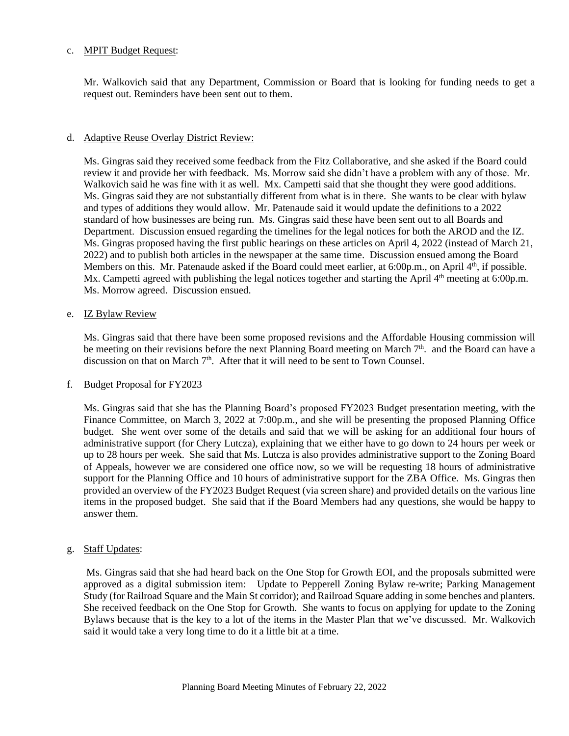c. MPIT Budget Request:

Mr. Walkovich said that any Department, Commission or Board that is looking for funding needs to get a request out. Reminders have been sent out to them.

d. Adaptive Reuse Overlay District Review:

Ms. Gingras said they received some feedback from the Fitz Collaborative, and she asked if the Board could review it and provide her with feedback. Ms. Morrow said she didn't have a problem with any of those. Mr. Walkovich said he was fine with it as well. Mx. Campetti said that she thought they were good additions. Ms. Gingras said they are not substantially different from what is in there. She wants to be clear with bylaw and types of additions they would allow. Mr. Patenaude said it would update the definitions to a 2022 standard of how businesses are being run. Ms. Gingras said these have been sent out to all Boards and Department. Discussion ensued regarding the timelines for the legal notices for both the AROD and the IZ. Ms. Gingras proposed having the first public hearings on these articles on April 4, 2022 (instead of March 21, 2022) and to publish both articles in the newspaper at the same time. Discussion ensued among the Board Members on this. Mr. Patenaude asked if the Board could meet earlier, at 6:00p.m., on April 4th, if possible. Mx. Campetti agreed with publishing the legal notices together and starting the April 4th meeting at 6:00p.m. Ms. Morrow agreed. Discussion ensued.

e. IZ Bylaw Review

Ms. Gingras said that there have been some proposed revisions and the Affordable Housing commission will be meeting on their revisions before the next Planning Board meeting on March 7th. and the Board can have a discussion on that on March 7th. After that it will need to be sent to Town Counsel.

f. Budget Proposal for FY2023

Ms. Gingras said that she has the Planning Board's proposed FY2023 Budget presentation meeting, with the Finance Committee, on March 3, 2022 at 7:00p.m., and she will be presenting the proposed Planning Office budget. She went over some of the details and said that we will be asking for an additional four hours of administrative support (for Chery Lutcza), explaining that we either have to go down to 24 hours per week or up to 28 hours per week. She said that Ms. Lutcza is also provides administrative support to the Zoning Board of Appeals, however we are considered one office now, so we will be requesting 18 hours of administrative support for the Planning Office and 10 hours of administrative support for the ZBA Office. Ms. Gingras then provided an overview of the FY2023 Budget Request (via screen share) and provided details on the various line items in the proposed budget. She said that if the Board Members had any questions, she would be happy to answer them.

g. Staff Updates:

Ms. Gingras said that she had heard back on the One Stop for Growth EOI, and the proposals submitted were approved as a digital submission item: Update to Pepperell Zoning Bylaw re-write; Parking Management Study (for Railroad Square and the Main St corridor); and Railroad Square adding in some benches and planters. She received feedback on the One Stop for Growth. She wants to focus on applying for update to the Zoning Bylaws because that is the key to a lot of the items in the Master Plan that we've discussed. Mr. Walkovich said it would take a very long time to do it a little bit at a time.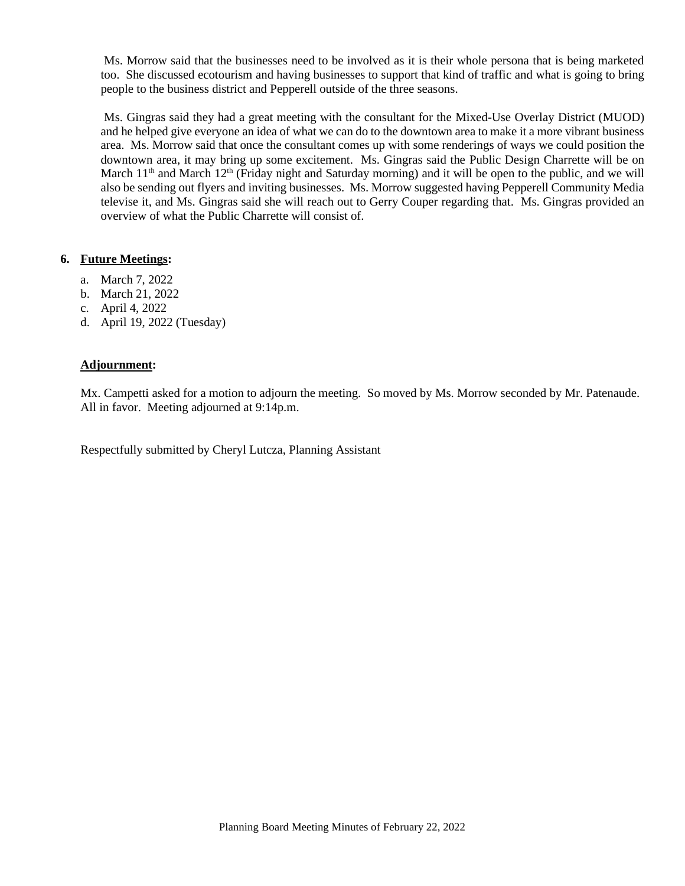Ms. Morrow said that the businesses need to be involved as it is their whole persona that is being marketed too. She discussed ecotourism and having businesses to support that kind of traffic and what is going to bring people to the business district and Pepperell outside of the three seasons.

Ms. Gingras said they had a great meeting with the consultant for the Mixed-Use Overlay District (MUOD) and he helped give everyone an idea of what we can do to the downtown area to make it a more vibrant business area. Ms. Morrow said that once the consultant comes up with some renderings of ways we could position the downtown area, it may bring up some excitement. Ms. Gingras said the Public Design Charrette will be on March 11th and March 12th (Friday night and Saturday morning) and it will be open to the public, and we will also be sending out flyers and inviting businesses. Ms. Morrow suggested having Pepperell Community Media televise it, and Ms. Gingras said she will reach out to Gerry Couper regarding that. Ms. Gingras provided an overview of what the Public Charrette will consist of.

6. **Future Meetings:**
   a. March 7, 2022
   b. March 21, 2022
   c. April 4, 2022
   d. April 19, 2022 (Tuesday)

**Adjournment:**

Mx. Campetti asked for a motion to adjourn the meeting. So moved by Ms. Morrow seconded by Mr. Patenaude. All in favor. Meeting adjourned at 9:14p.m.

Respectfully submitted by Cheryl Lutcza, Planning Assistant